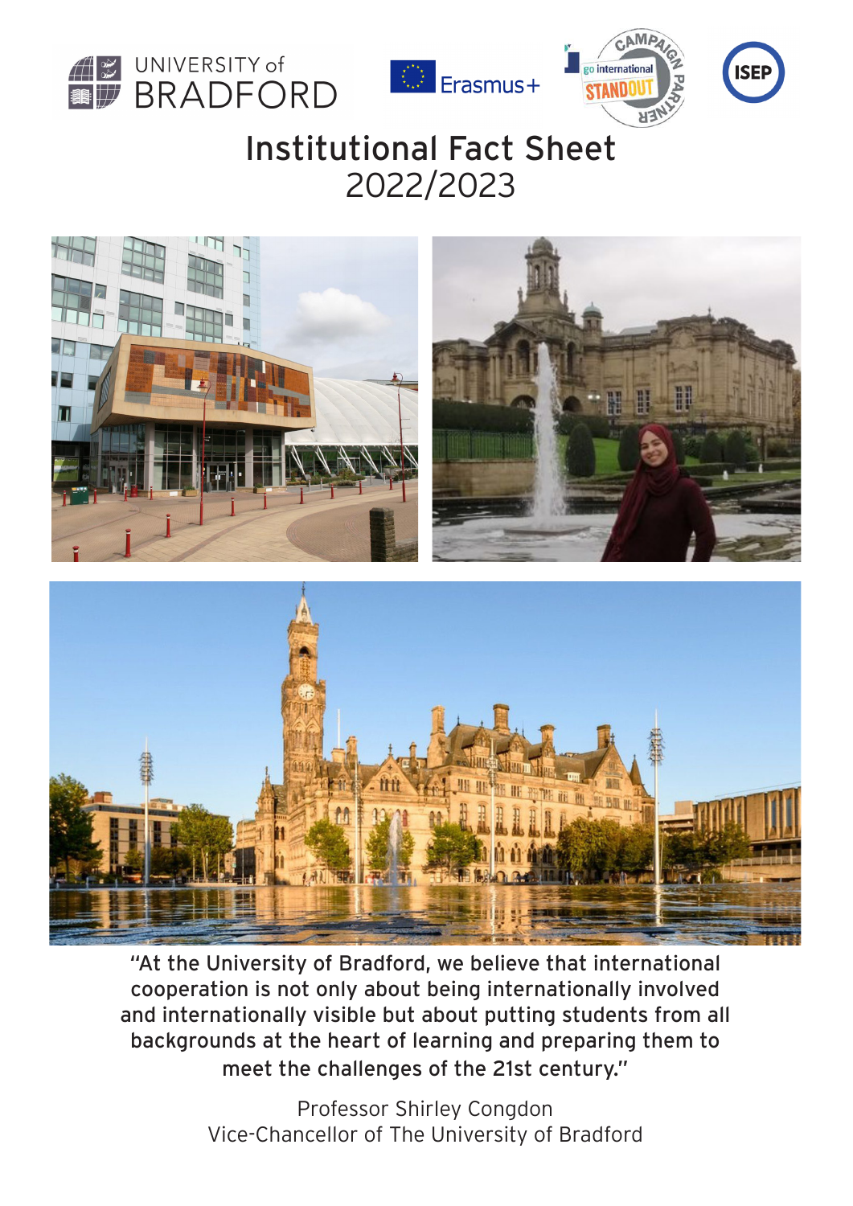# Institutional Fact Sheet
## 2022/2023

"At the University of Bradford, we believe that international cooperation is not only about being internationally involved and internationally visible but about putting students from all backgrounds at the heart of learning and preparing them to meet the challenges of the 21st century."

Professor Shirley Congdon
Vice-Chancellor of The University of Bradford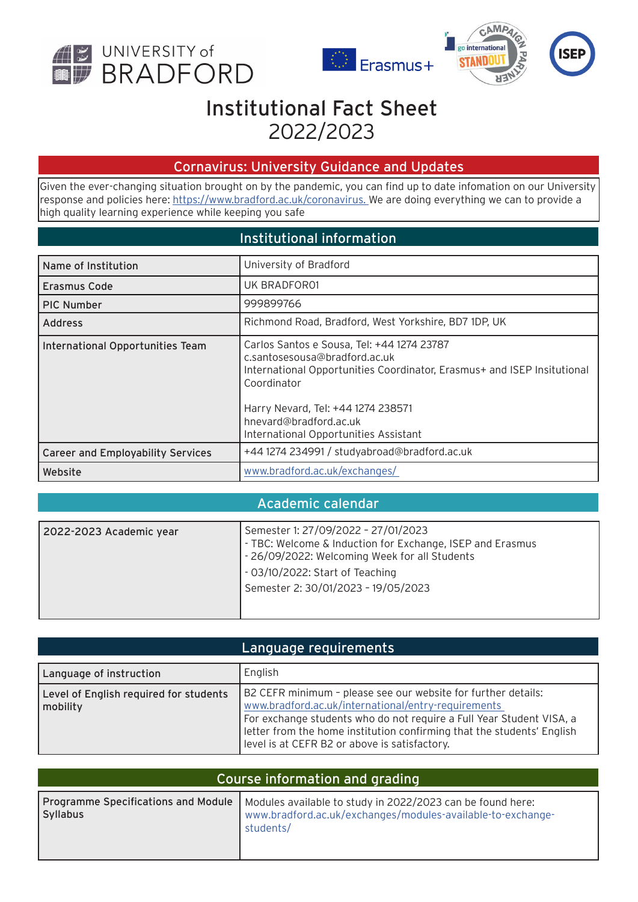# Institutional Fact Sheet 2022/2023

## Cornavirus: University Guidance and Updates

Given the ever-changing situation brought on by the pandemic, you can find up to date infomation on our University response and policies here: https://www.bradford.ac.uk/coronavirus. We are doing everything we can to provide a high quality learning experience while keeping you safe

## Institutional information

| | |
|---|---|
| Name of Institution | University of Bradford |
| Erasmus Code | UK BRADFOR01 |
| PIC Number | 999899766 |
| Address | Richmond Road, Bradford, West Yorkshire, BD7 1DP, UK |
| International Opportunities Team | Carlos Santos e Sousa, Tel: +44 1274 23787<br>c.santosesousa@bradford.ac.uk<br>International Opportunities Coordinator, Erasmus+ and ISEP Insitutional Coordinator<br><br>Harry Nevard, Tel: +44 1274 238571<br>hnevard@bradford.ac.uk<br>International Opportunities Assistant |
| Career and Employability Services | +44 1274 234991 / studyabroad@bradford.ac.uk |
| Website | www.bradford.ac.uk/exchanges/ |

## Academic calendar

| | |
|---|---|
| 2022-2023 Academic year | Semester 1: 27/09/2022 - 27/01/2023<br>- TBC: Welcome & Induction for Exchange, ISEP and Erasmus<br>- 26/09/2022: Welcoming Week for all Students<br>- 03/10/2022: Start of Teaching<br>Semester 2: 30/01/2023 - 19/05/2023 |

## Language requirements

| | |
|---|---|
| Language of instruction | English |
| Level of English required for students mobility | B2 CEFR minimum - please see our website for further details: www.bradford.ac.uk/international/entry-requirements<br>For exchange students who do not require a Full Year Student VISA, a letter from the home institution confirming that the students' English level is at CEFR B2 or above is satisfactory. |

## Course information and grading

| | |
|---|---|
| Programme Specifications and Module Syllabus | Modules available to study in 2022/2023 can be found here: www.bradford.ac.uk/exchanges/modules-available-to-exchange-students/ |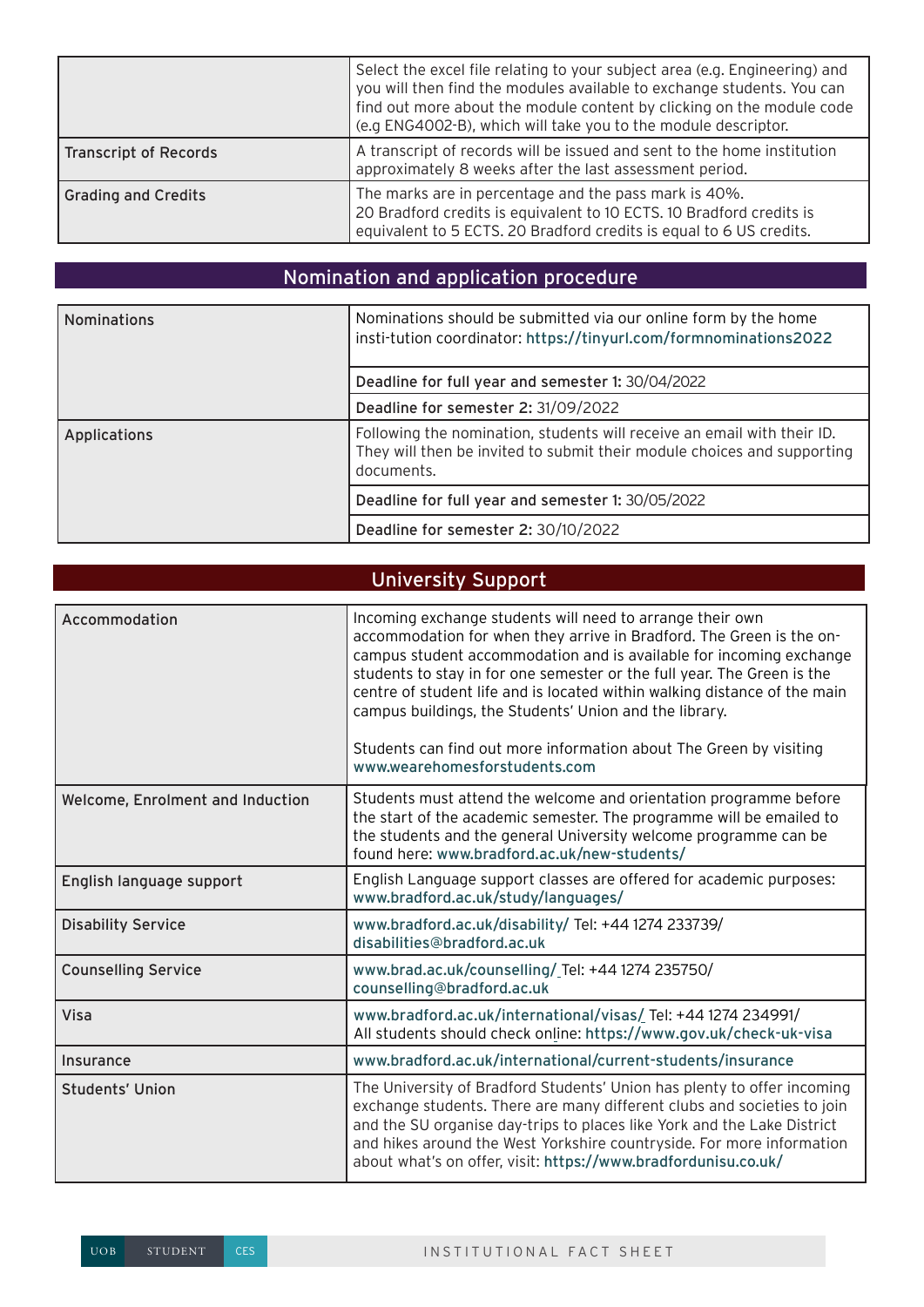| | |
|---|---|
| | Select the excel file relating to your subject area (e.g. Engineering) and you will then find the modules available to exchange students. You can find out more about the module content by clicking on the module code (e.g ENG4002-B), which will take you to the module descriptor. |
| Transcript of Records | A transcript of records will be issued and sent to the home institution approximately 8 weeks after the last assessment period. |
| Grading and Credits | The marks are in percentage and the pass mark is 40%.<br>20 Bradford credits is equivalent to 10 ECTS. 10 Bradford credits is equivalent to 5 ECTS. 20 Bradford credits is equal to 6 US credits. |

## Nomination and application procedure

| | |
|---|---|
| Nominations | Nominations should be submitted via our online form by the home insti-tution coordinator: https://tinyurl.com/formnominations2022 |
| | **Deadline for full year and semester 1:** 30/04/2022 |
| | **Deadline for semester 2:** 31/09/2022 |
| Applications | Following the nomination, students will receive an email with their ID. They will then be invited to submit their module choices and supporting documents. |
| | **Deadline for full year and semester 1:** 30/05/2022 |
| | **Deadline for semester 2:** 30/10/2022 |

## University Support

| | |
|---|---|
| Accommodation | Incoming exchange students will need to arrange their own accommodation for when they arrive in Bradford. The Green is the on-campus student accommodation and is available for incoming exchange students to stay in for one semester or the full year. The Green is the centre of student life and is located within walking distance of the main campus buildings, the Students' Union and the library.<br><br>Students can find out more information about The Green by visiting www.wearehomesforstudents.com |
| Welcome, Enrolment and Induction | Students must attend the welcome and orientation programme before the start of the academic semester. The programme will be emailed to the students and the general University welcome programme can be found here: www.bradford.ac.uk/new-students/ |
| English language support | English Language support classes are offered for academic purposes: www.bradford.ac.uk/study/languages/ |
| Disability Service | www.bradford.ac.uk/disability/ Tel: +44 1274 233739/ disabilities@bradford.ac.uk |
| Counselling Service | www.brad.ac.uk/counselling/ Tel: +44 1274 235750/ counselling@bradford.ac.uk |
| Visa | www.bradford.ac.uk/international/visas/ Tel: +44 1274 234991/<br>All students should check online: https://www.gov.uk/check-uk-visa |
| Insurance | www.bradford.ac.uk/international/current-students/insurance |
| Students' Union | The University of Bradford Students' Union has plenty to offer incoming exchange students. There are many different clubs and societies to join and the SU organise day-trips to places like York and the Lake District and hikes around the West Yorkshire countryside. For more information about what's on offer, visit: https://www.bradfordunisu.co.uk/ |